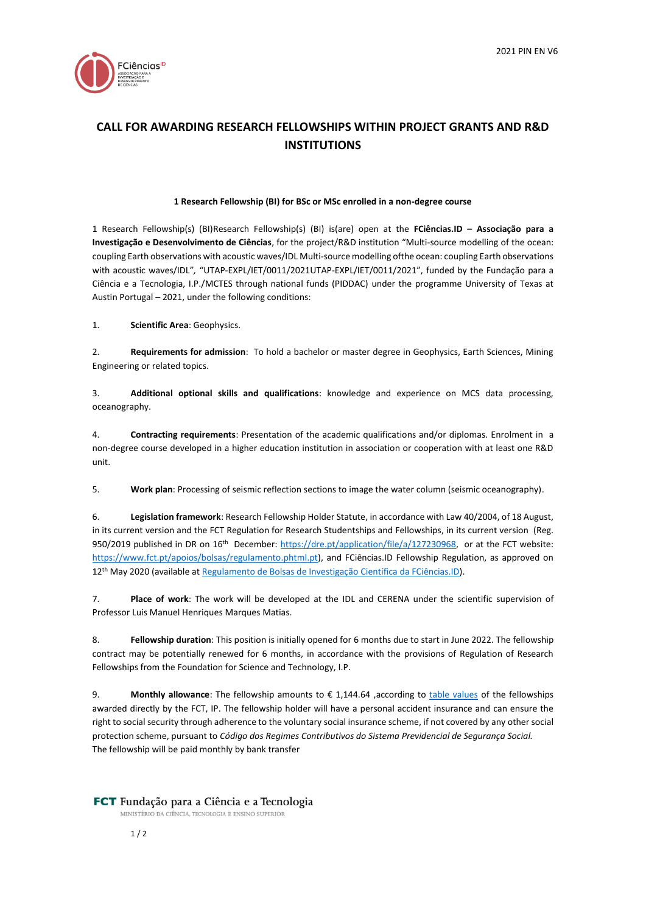# CALL FOR AWARDING RESEARCH FELLOWSHIPS WITHIN PROJECT GRANTS AND R&D INSTITUTIONS

**1 Research Fellowship (BI) for BSc or MSc enrolled in a non-degree course**

1 Research Fellowship(s) (BI)Research Fellowship(s) (BI) is(are) open at the **FCiências.ID – Associação para a Investigação e Desenvolvimento de Ciências**, for the project/R&D institution "Multi-source modelling of the ocean: coupling Earth observations with acoustic waves/IDL Multi-source modelling ofthe ocean: coupling Earth observations with acoustic waves/IDL", "UTAP-EXPL/IET/0011/2021UTAP-EXPL/IET/0011/2021", funded by the Fundação para a Ciência e a Tecnologia, I.P./MCTES through national funds (PIDDAC) under the programme University of Texas at Austin Portugal – 2021, under the following conditions:

1. **Scientific Area**: Geophysics.

2. **Requirements for admission**: To hold a bachelor or master degree in Geophysics, Earth Sciences, Mining Engineering or related topics.

3. **Additional optional skills and qualifications**: knowledge and experience on MCS data processing, oceanography.

4. **Contracting requirements**: Presentation of the academic qualifications and/or diplomas. Enrolment in a non-degree course developed in a higher education institution in association or cooperation with at least one R&D unit.

5. **Work plan**: Processing of seismic reflection sections to image the water column (seismic oceanography).

6. **Legislation framework**: Research Fellowship Holder Statute, in accordance with Law 40/2004, of 18 August, in its current version and the FCT Regulation for Research Studentships and Fellowships, in its current version (Reg. 950/2019 published in DR on 16th December: https://dre.pt/application/file/a/127230968, or at the FCT website: https://www.fct.pt/apoios/bolsas/regulamento.phtml.pt), and FCiências.ID Fellowship Regulation, as approved on 12th May 2020 (available at Regulamento de Bolsas de Investigação Científica da FCiências.ID).

7. **Place of work**: The work will be developed at the IDL and CERENA under the scientific supervision of Professor Luis Manuel Henriques Marques Matias.

8. **Fellowship duration**: This position is initially opened for 6 months due to start in June 2022. The fellowship contract may be potentially renewed for 6 months, in accordance with the provisions of Regulation of Research Fellowships from the Foundation for Science and Technology, I.P.

9. **Monthly allowance**: The fellowship amounts to € 1,144.64 ,according to table values of the fellowships awarded directly by the FCT, IP. The fellowship holder will have a personal accident insurance and can ensure the right to social security through adherence to the voluntary social insurance scheme, if not covered by any other social protection scheme, pursuant to *Código dos Regimes Contributivos do Sistema Previdencial de Segurança Social.* The fellowship will be paid monthly by bank transfer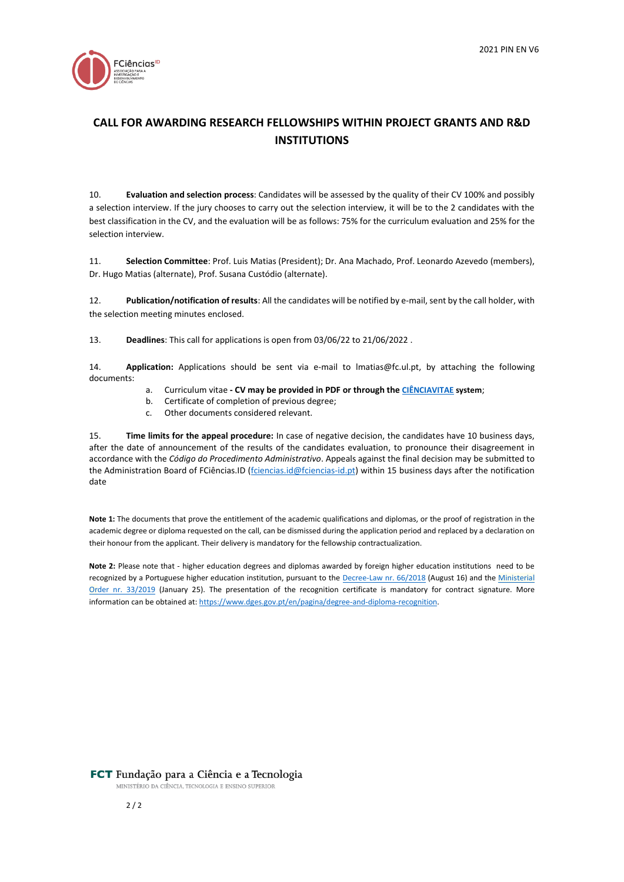## CALL FOR AWARDING RESEARCH FELLOWSHIPS WITHIN PROJECT GRANTS AND R&D INSTITUTIONS

10. **Evaluation and selection process**: Candidates will be assessed by the quality of their CV 100% and possibly a selection interview. If the jury chooses to carry out the selection interview, it will be to the 2 candidates with the best classification in the CV, and the evaluation will be as follows: 75% for the curriculum evaluation and 25% for the selection interview.

11. **Selection Committee**: Prof. Luis Matias (President); Dr. Ana Machado, Prof. Leonardo Azevedo (members), Dr. Hugo Matias (alternate), Prof. Susana Custódio (alternate).

12. **Publication/notification of results**: All the candidates will be notified by e-mail, sent by the call holder, with the selection meeting minutes enclosed.

13. **Deadlines**: This call for applications is open from 03/06/22 to 21/06/2022 .

14. **Application:** Applications should be sent via e-mail to lmatias@fc.ul.pt, by attaching the following documents:

   a. Curriculum vitae **- CV may be provided in PDF or through the [CIÊNCIAVITAE](CIÊNCIAVITAE) system**;
   b. Certificate of completion of previous degree;
   c. Other documents considered relevant.

15. **Time limits for the appeal procedure:** In case of negative decision, the candidates have 10 business days, after the date of announcement of the results of the candidates evaluation, to pronounce their disagreement in accordance with the *Código do Procedimento Administrativo*. Appeals against the final decision may be submitted to the Administration Board of FCiências.ID (fciencias.id@fciencias-id.pt) within 15 business days after the notification date

**Note 1:** The documents that prove the entitlement of the academic qualifications and diplomas, or the proof of registration in the academic degree or diploma requested on the call, can be dismissed during the application period and replaced by a declaration on their honour from the applicant. Their delivery is mandatory for the fellowship contractualization.

**Note 2:** Please note that - higher education degrees and diplomas awarded by foreign higher education institutions need to be recognized by a Portuguese higher education institution, pursuant to the Decree-Law nr. 66/2018 (August 16) and the Ministerial Order nr. 33/2019 (January 25). The presentation of the recognition certificate is mandatory for contract signature. More information can be obtained at: https://www.dges.gov.pt/en/pagina/degree-and-diploma-recognition.